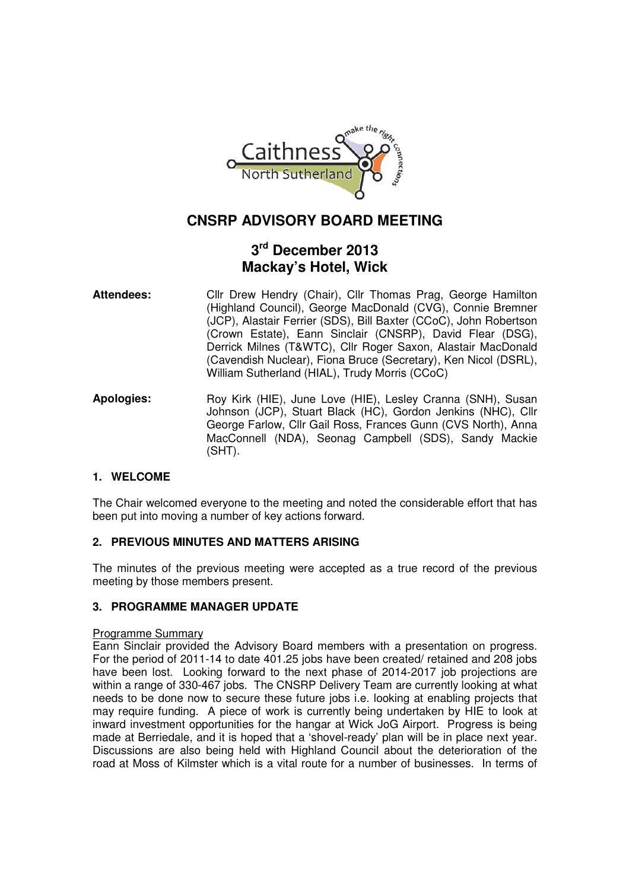# CNSRP ADVISORY BOARD MEETING

## 3rd December 2013
## Mackay's Hotel, Wick

**Attendees:** Cllr Drew Hendry (Chair), Cllr Thomas Prag, George Hamilton (Highland Council), George MacDonald (CVG), Connie Bremner (JCP), Alastair Ferrier (SDS), Bill Baxter (CCoC), John Robertson (Crown Estate), Eann Sinclair (CNSRP), David Flear (DSG), Derrick Milnes (T&WTC), Cllr Roger Saxon, Alastair MacDonald (Cavendish Nuclear), Fiona Bruce (Secretary), Ken Nicol (DSRL), William Sutherland (HIAL), Trudy Morris (CCoC)

**Apologies:** Roy Kirk (HIE), June Love (HIE), Lesley Cranna (SNH), Susan Johnson (JCP), Stuart Black (HC), Gordon Jenkins (NHC), Cllr George Farlow, Cllr Gail Ross, Frances Gunn (CVS North), Anna MacConnell (NDA), Seonag Campbell (SDS), Sandy Mackie (SHT).

### 1. WELCOME

The Chair welcomed everyone to the meeting and noted the considerable effort that has been put into moving a number of key actions forward.

### 2. PREVIOUS MINUTES AND MATTERS ARISING

The minutes of the previous meeting were accepted as a true record of the previous meeting by those members present.

### 3. PROGRAMME MANAGER UPDATE

Programme Summary

Eann Sinclair provided the Advisory Board members with a presentation on progress. For the period of 2011-14 to date 401.25 jobs have been created/ retained and 208 jobs have been lost. Looking forward to the next phase of 2014-2017 job projections are within a range of 330-467 jobs. The CNSRP Delivery Team are currently looking at what needs to be done now to secure these future jobs i.e. looking at enabling projects that may require funding. A piece of work is currently being undertaken by HIE to look at inward investment opportunities for the hangar at Wick JoG Airport. Progress is being made at Berriedale, and it is hoped that a 'shovel-ready' plan will be in place next year. Discussions are also being held with Highland Council about the deterioration of the road at Moss of Kilmster which is a vital route for a number of businesses. In terms of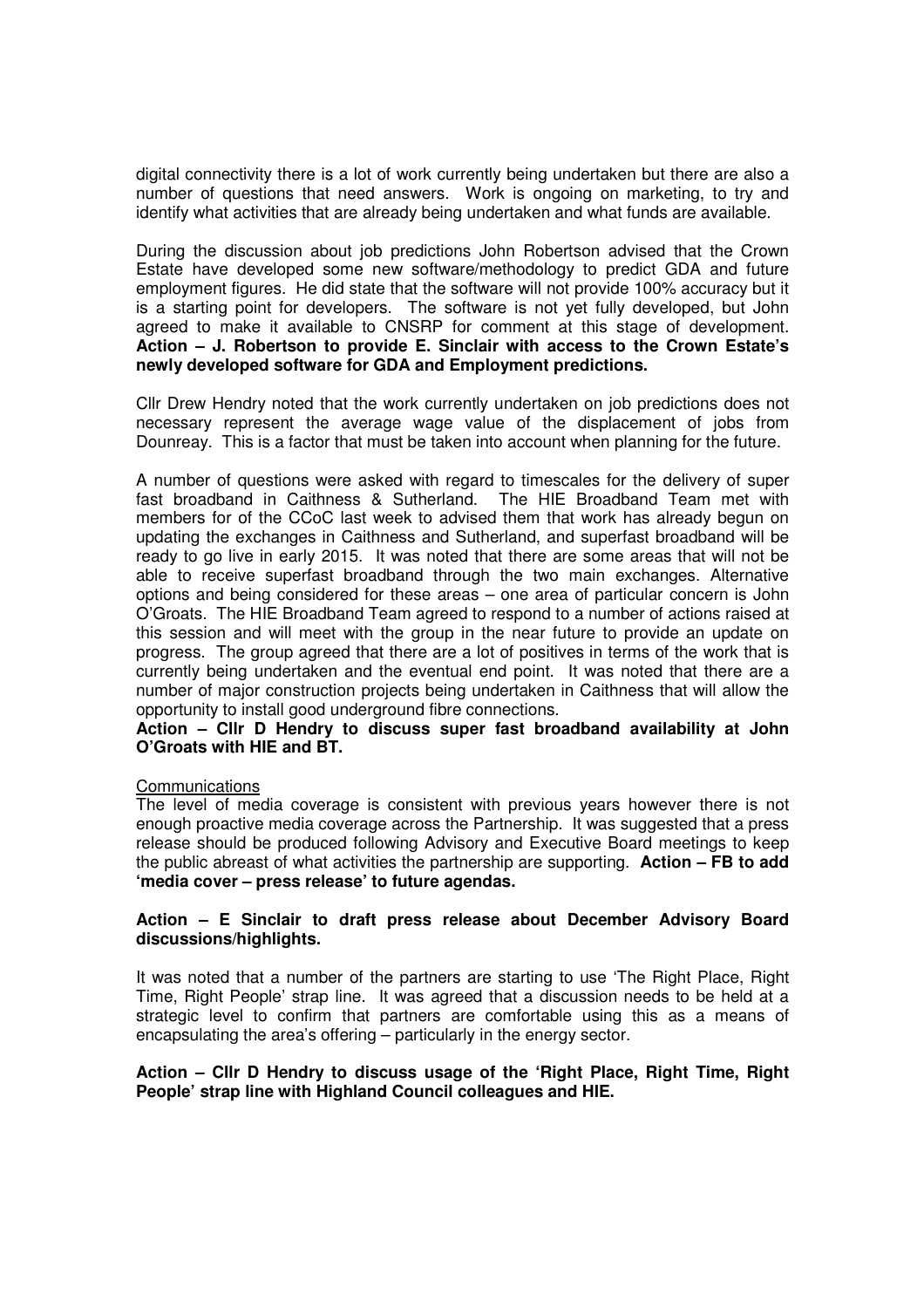digital connectivity there is a lot of work currently being undertaken but there are also a number of questions that need answers. Work is ongoing on marketing, to try and identify what activities that are already being undertaken and what funds are available.

During the discussion about job predictions John Robertson advised that the Crown Estate have developed some new software/methodology to predict GDA and future employment figures. He did state that the software will not provide 100% accuracy but it is a starting point for developers. The software is not yet fully developed, but John agreed to make it available to CNSRP for comment at this stage of development. **Action – J. Robertson to provide E. Sinclair with access to the Crown Estate's newly developed software for GDA and Employment predictions.**

Cllr Drew Hendry noted that the work currently undertaken on job predictions does not necessary represent the average wage value of the displacement of jobs from Dounreay. This is a factor that must be taken into account when planning for the future.

A number of questions were asked with regard to timescales for the delivery of super fast broadband in Caithness & Sutherland. The HIE Broadband Team met with members for of the CCoC last week to advised them that work has already begun on updating the exchanges in Caithness and Sutherland, and superfast broadband will be ready to go live in early 2015. It was noted that there are some areas that will not be able to receive superfast broadband through the two main exchanges. Alternative options and being considered for these areas – one area of particular concern is John O'Groats. The HIE Broadband Team agreed to respond to a number of actions raised at this session and will meet with the group in the near future to provide an update on progress. The group agreed that there are a lot of positives in terms of the work that is currently being undertaken and the eventual end point. It was noted that there are a number of major construction projects being undertaken in Caithness that will allow the opportunity to install good underground fibre connections.
**Action – Cllr D Hendry to discuss super fast broadband availability at John O'Groats with HIE and BT.**

Communications

The level of media coverage is consistent with previous years however there is not enough proactive media coverage across the Partnership. It was suggested that a press release should be produced following Advisory and Executive Board meetings to keep the public abreast of what activities the partnership are supporting. **Action – FB to add 'media cover – press release' to future agendas.**

**Action – E Sinclair to draft press release about December Advisory Board discussions/highlights.**

It was noted that a number of the partners are starting to use 'The Right Place, Right Time, Right People' strap line. It was agreed that a discussion needs to be held at a strategic level to confirm that partners are comfortable using this as a means of encapsulating the area's offering – particularly in the energy sector.

**Action – Cllr D Hendry to discuss usage of the 'Right Place, Right Time, Right People' strap line with Highland Council colleagues and HIE.**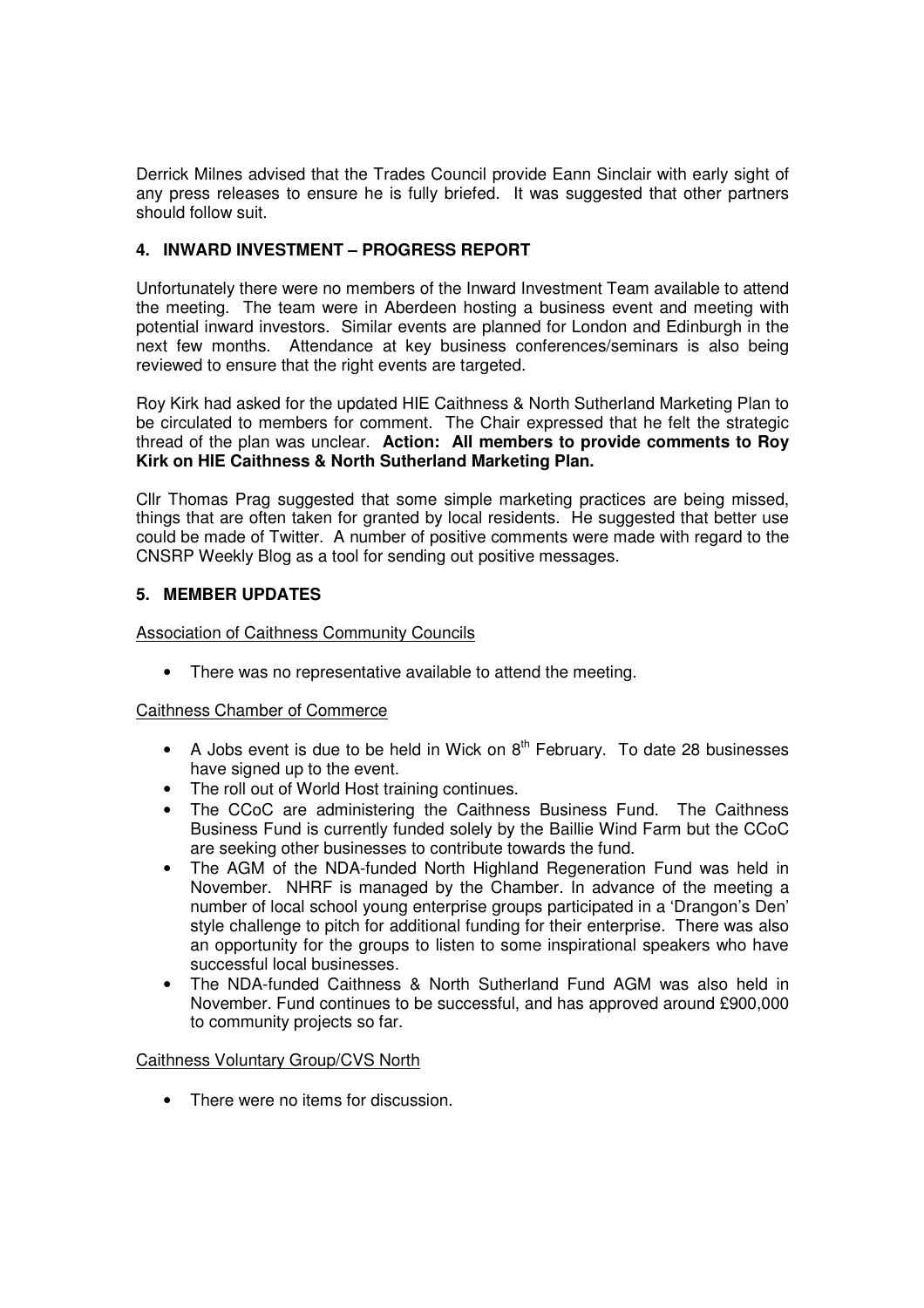Derrick Milnes advised that the Trades Council provide Eann Sinclair with early sight of any press releases to ensure he is fully briefed. It was suggested that other partners should follow suit.

## 4. INWARD INVESTMENT – PROGRESS REPORT

Unfortunately there were no members of the Inward Investment Team available to attend the meeting. The team were in Aberdeen hosting a business event and meeting with potential inward investors. Similar events are planned for London and Edinburgh in the next few months. Attendance at key business conferences/seminars is also being reviewed to ensure that the right events are targeted.

Roy Kirk had asked for the updated HIE Caithness & North Sutherland Marketing Plan to be circulated to members for comment. The Chair expressed that he felt the strategic thread of the plan was unclear. **Action: All members to provide comments to Roy Kirk on HIE Caithness & North Sutherland Marketing Plan.**

Cllr Thomas Prag suggested that some simple marketing practices are being missed, things that are often taken for granted by local residents. He suggested that better use could be made of Twitter. A number of positive comments were made with regard to the CNSRP Weekly Blog as a tool for sending out positive messages.

## 5. MEMBER UPDATES

Association of Caithness Community Councils

- There was no representative available to attend the meeting.

Caithness Chamber of Commerce

- A Jobs event is due to be held in Wick on 8th February. To date 28 businesses have signed up to the event.
- The roll out of World Host training continues.
- The CCoC are administering the Caithness Business Fund. The Caithness Business Fund is currently funded solely by the Baillie Wind Farm but the CCoC are seeking other businesses to contribute towards the fund.
- The AGM of the NDA-funded North Highland Regeneration Fund was held in November. NHRF is managed by the Chamber. In advance of the meeting a number of local school young enterprise groups participated in a 'Drangon's Den' style challenge to pitch for additional funding for their enterprise. There was also an opportunity for the groups to listen to some inspirational speakers who have successful local businesses.
- The NDA-funded Caithness & North Sutherland Fund AGM was also held in November. Fund continues to be successful, and has approved around £900,000 to community projects so far.

Caithness Voluntary Group/CVS North

- There were no items for discussion.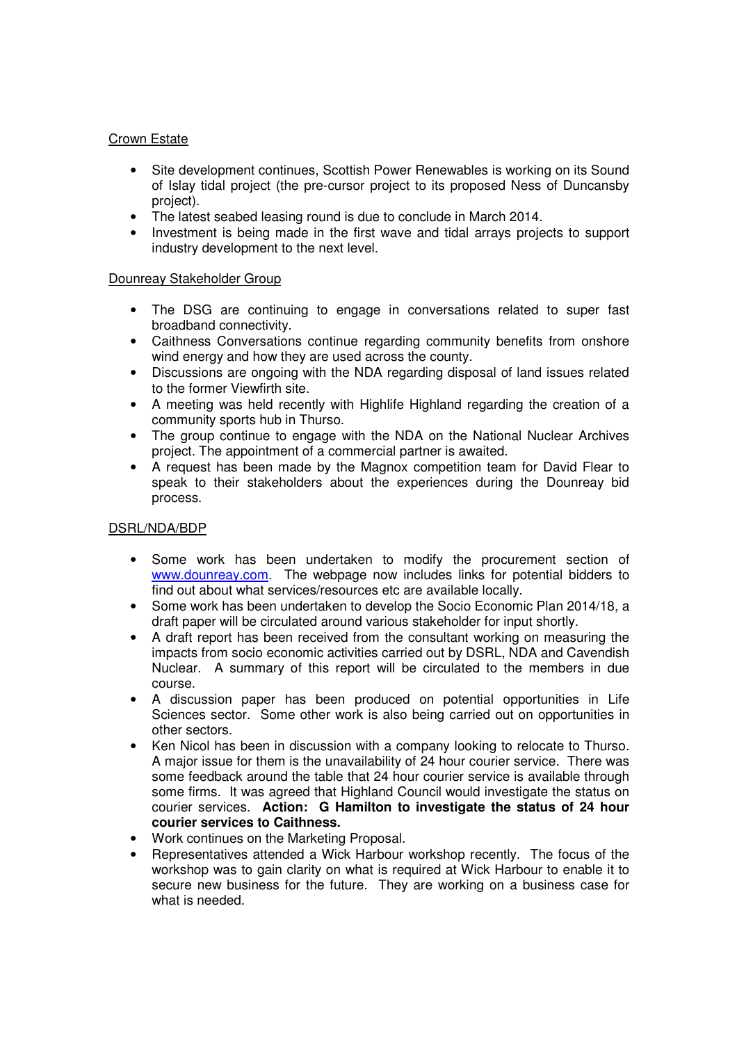Crown Estate

- Site development continues, Scottish Power Renewables is working on its Sound of Islay tidal project (the pre-cursor project to its proposed Ness of Duncansby project).
- The latest seabed leasing round is due to conclude in March 2014.
- Investment is being made in the first wave and tidal arrays projects to support industry development to the next level.

Dounreay Stakeholder Group

- The DSG are continuing to engage in conversations related to super fast broadband connectivity.
- Caithness Conversations continue regarding community benefits from onshore wind energy and how they are used across the county.
- Discussions are ongoing with the NDA regarding disposal of land issues related to the former Viewfirth site.
- A meeting was held recently with Highlife Highland regarding the creation of a community sports hub in Thurso.
- The group continue to engage with the NDA on the National Nuclear Archives project. The appointment of a commercial partner is awaited.
- A request has been made by the Magnox competition team for David Flear to speak to their stakeholders about the experiences during the Dounreay bid process.

DSRL/NDA/BDP

- Some work has been undertaken to modify the procurement section of www.dounreay.com. The webpage now includes links for potential bidders to find out about what services/resources etc are available locally.
- Some work has been undertaken to develop the Socio Economic Plan 2014/18, a draft paper will be circulated around various stakeholder for input shortly.
- A draft report has been received from the consultant working on measuring the impacts from socio economic activities carried out by DSRL, NDA and Cavendish Nuclear. A summary of this report will be circulated to the members in due course.
- A discussion paper has been produced on potential opportunities in Life Sciences sector. Some other work is also being carried out on opportunities in other sectors.
- Ken Nicol has been in discussion with a company looking to relocate to Thurso. A major issue for them is the unavailability of 24 hour courier service. There was some feedback around the table that 24 hour courier service is available through some firms. It was agreed that Highland Council would investigate the status on courier services. **Action: G Hamilton to investigate the status of 24 hour courier services to Caithness.**
- Work continues on the Marketing Proposal.
- Representatives attended a Wick Harbour workshop recently. The focus of the workshop was to gain clarity on what is required at Wick Harbour to enable it to secure new business for the future. They are working on a business case for what is needed.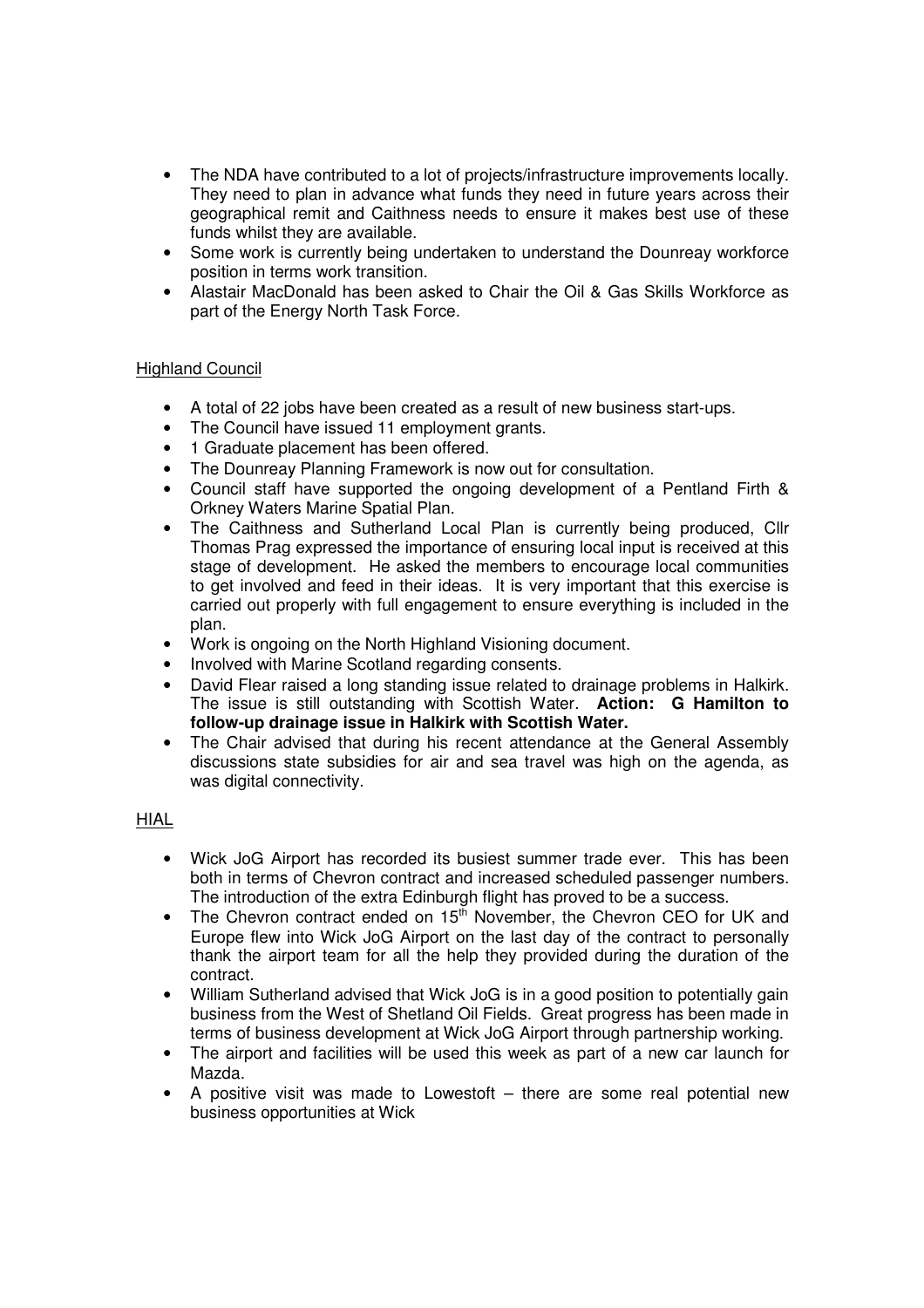- The NDA have contributed to a lot of projects/infrastructure improvements locally. They need to plan in advance what funds they need in future years across their geographical remit and Caithness needs to ensure it makes best use of these funds whilst they are available.
- Some work is currently being undertaken to understand the Dounreay workforce position in terms work transition.
- Alastair MacDonald has been asked to Chair the Oil & Gas Skills Workforce as part of the Energy North Task Force.

<u>Highland Council</u>

- A total of 22 jobs have been created as a result of new business start-ups.
- The Council have issued 11 employment grants.
- 1 Graduate placement has been offered.
- The Dounreay Planning Framework is now out for consultation.
- Council staff have supported the ongoing development of a Pentland Firth & Orkney Waters Marine Spatial Plan.
- The Caithness and Sutherland Local Plan is currently being produced, Cllr Thomas Prag expressed the importance of ensuring local input is received at this stage of development. He asked the members to encourage local communities to get involved and feed in their ideas. It is very important that this exercise is carried out properly with full engagement to ensure everything is included in the plan.
- Work is ongoing on the North Highland Visioning document.
- Involved with Marine Scotland regarding consents.
- David Flear raised a long standing issue related to drainage problems in Halkirk. The issue is still outstanding with Scottish Water. **Action: G Hamilton to follow-up drainage issue in Halkirk with Scottish Water.**
- The Chair advised that during his recent attendance at the General Assembly discussions state subsidies for air and sea travel was high on the agenda, as was digital connectivity.

<u>HIAL</u>

- Wick JoG Airport has recorded its busiest summer trade ever. This has been both in terms of Chevron contract and increased scheduled passenger numbers. The introduction of the extra Edinburgh flight has proved to be a success.
- The Chevron contract ended on 15th November, the Chevron CEO for UK and Europe flew into Wick JoG Airport on the last day of the contract to personally thank the airport team for all the help they provided during the duration of the contract.
- William Sutherland advised that Wick JoG is in a good position to potentially gain business from the West of Shetland Oil Fields. Great progress has been made in terms of business development at Wick JoG Airport through partnership working.
- The airport and facilities will be used this week as part of a new car launch for Mazda.
- A positive visit was made to Lowestoft – there are some real potential new business opportunities at Wick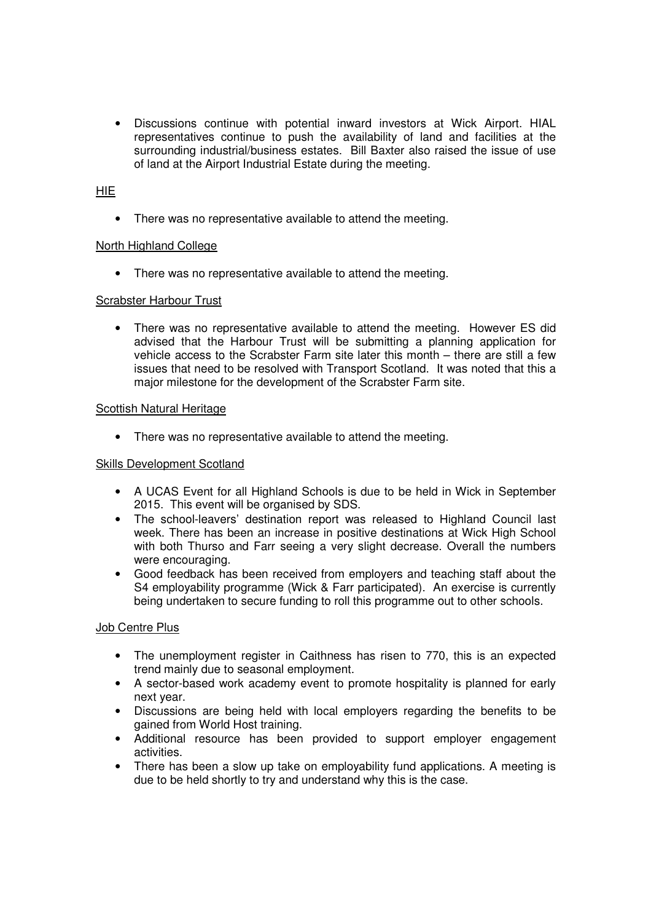- Discussions continue with potential inward investors at Wick Airport. HIAL representatives continue to push the availability of land and facilities at the surrounding industrial/business estates. Bill Baxter also raised the issue of use of land at the Airport Industrial Estate during the meeting.

<u>HIE</u>

- There was no representative available to attend the meeting.

<u>North Highland College</u>

- There was no representative available to attend the meeting.

<u>Scrabster Harbour Trust</u>

- There was no representative available to attend the meeting. However ES did advised that the Harbour Trust will be submitting a planning application for vehicle access to the Scrabster Farm site later this month – there are still a few issues that need to be resolved with Transport Scotland. It was noted that this a major milestone for the development of the Scrabster Farm site.

<u>Scottish Natural Heritage</u>

- There was no representative available to attend the meeting.

<u>Skills Development Scotland</u>

- A UCAS Event for all Highland Schools is due to be held in Wick in September 2015. This event will be organised by SDS.
- The school-leavers' destination report was released to Highland Council last week. There has been an increase in positive destinations at Wick High School with both Thurso and Farr seeing a very slight decrease. Overall the numbers were encouraging.
- Good feedback has been received from employers and teaching staff about the S4 employability programme (Wick & Farr participated). An exercise is currently being undertaken to secure funding to roll this programme out to other schools.

<u>Job Centre Plus</u>

- The unemployment register in Caithness has risen to 770, this is an expected trend mainly due to seasonal employment.
- A sector-based work academy event to promote hospitality is planned for early next year.
- Discussions are being held with local employers regarding the benefits to be gained from World Host training.
- Additional resource has been provided to support employer engagement activities.
- There has been a slow up take on employability fund applications. A meeting is due to be held shortly to try and understand why this is the case.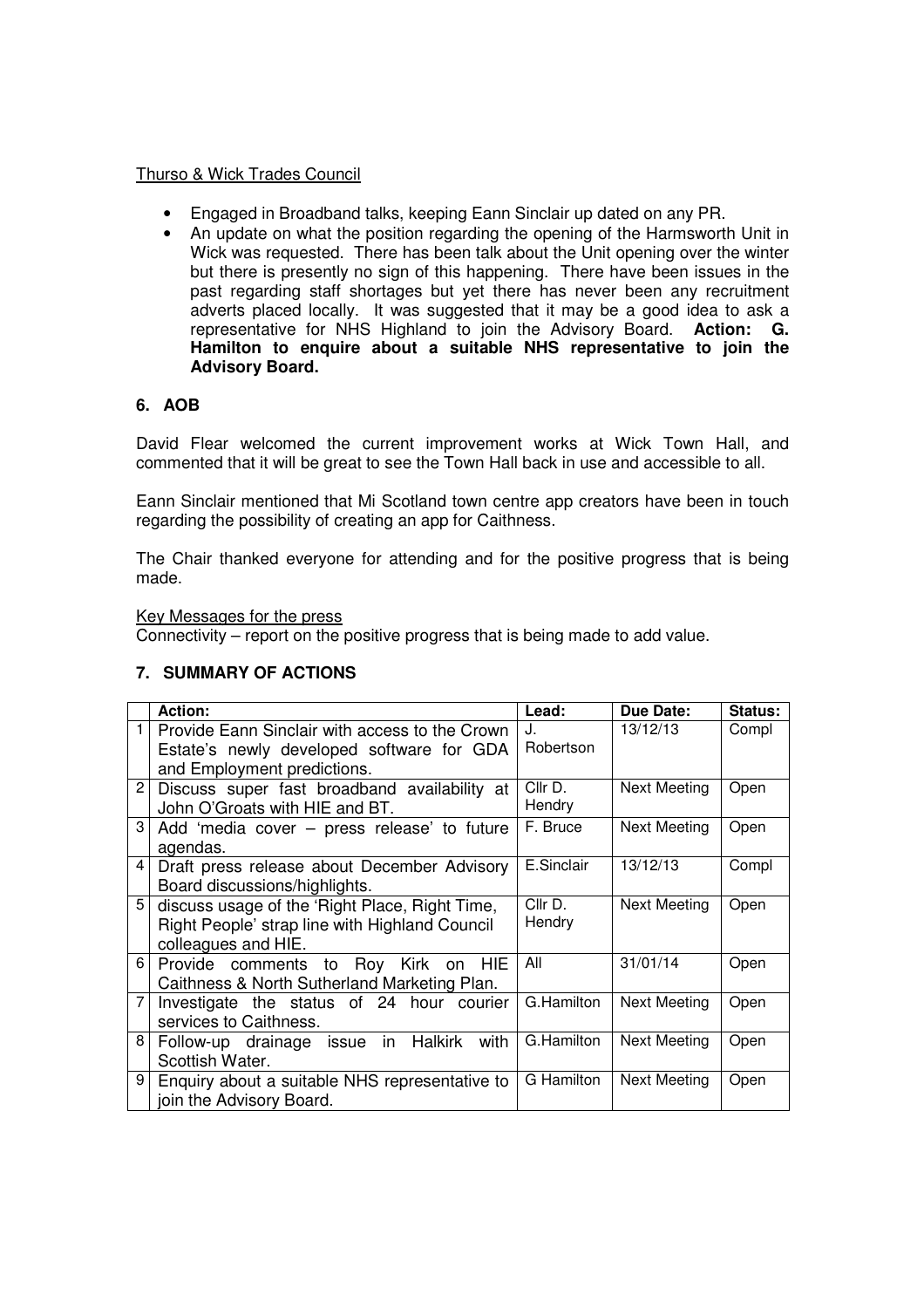Thurso & Wick Trades Council

- Engaged in Broadband talks, keeping Eann Sinclair up dated on any PR.
- An update on what the position regarding the opening of the Harmsworth Unit in Wick was requested. There has been talk about the Unit opening over the winter but there is presently no sign of this happening. There have been issues in the past regarding staff shortages but yet there has never been any recruitment adverts placed locally. It was suggested that it may be a good idea to ask a representative for NHS Highland to join the Advisory Board. **Action: G. Hamilton to enquire about a suitable NHS representative to join the Advisory Board.**

## 6. AOB

David Flear welcomed the current improvement works at Wick Town Hall, and commented that it will be great to see the Town Hall back in use and accessible to all.

Eann Sinclair mentioned that Mi Scotland town centre app creators have been in touch regarding the possibility of creating an app for Caithness.

The Chair thanked everyone for attending and for the positive progress that is being made.

Key Messages for the press
Connectivity – report on the positive progress that is being made to add value.

## 7. SUMMARY OF ACTIONS

| | Action: | Lead: | Due Date: | Status: |
|---|---|---|---|---|
| 1 | Provide Eann Sinclair with access to the Crown Estate's newly developed software for GDA and Employment predictions. | J. Robertson | 13/12/13 | Compl |
| 2 | Discuss super fast broadband availability at John O'Groats with HIE and BT. | Cllr D. Hendry | Next Meeting | Open |
| 3 | Add 'media cover – press release' to future agendas. | F. Bruce | Next Meeting | Open |
| 4 | Draft press release about December Advisory Board discussions/highlights. | E.Sinclair | 13/12/13 | Compl |
| 5 | discuss usage of the 'Right Place, Right Time, Right People' strap line with Highland Council colleagues and HIE. | Cllr D. Hendry | Next Meeting | Open |
| 6 | Provide comments to Roy Kirk on HIE Caithness & North Sutherland Marketing Plan. | All | 31/01/14 | Open |
| 7 | Investigate the status of 24 hour courier services to Caithness. | G.Hamilton | Next Meeting | Open |
| 8 | Follow-up drainage issue in Halkirk with Scottish Water. | G.Hamilton | Next Meeting | Open |
| 9 | Enquiry about a suitable NHS representative to join the Advisory Board. | G Hamilton | Next Meeting | Open |